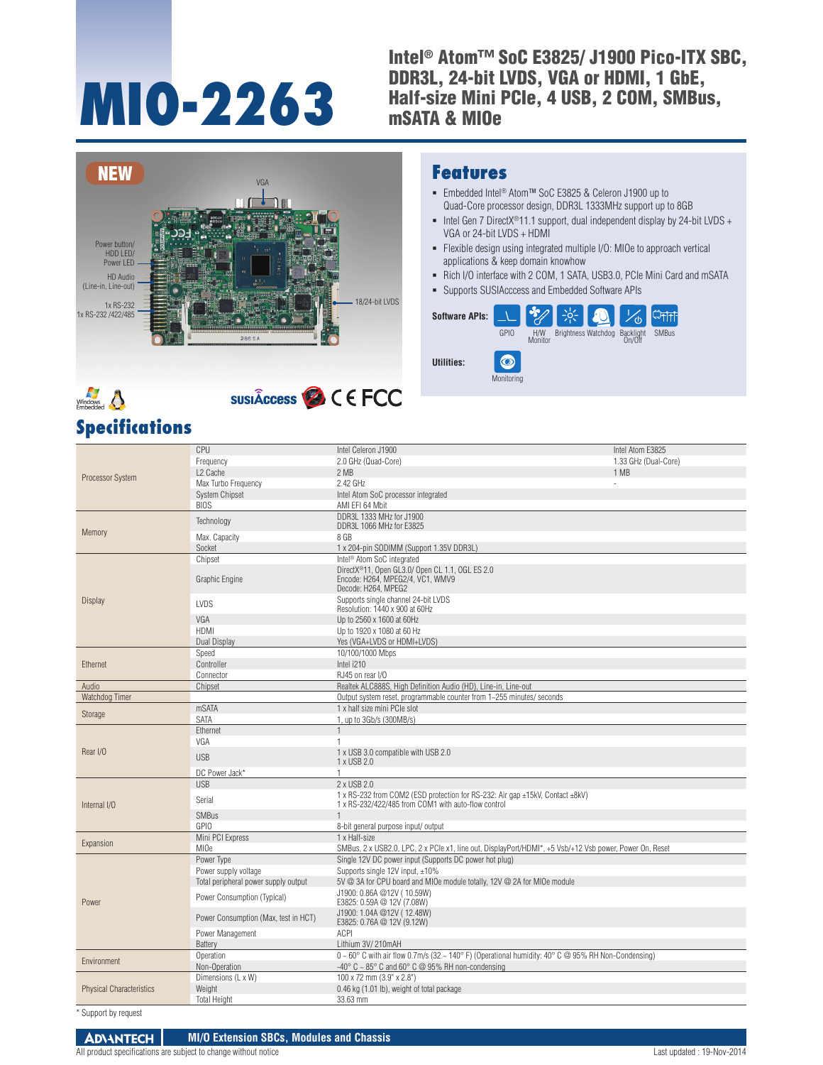# MIO-2263

## Intel® Atom™ SoC E3825/ J1900 Pico-ITX SBC, DDR3L, 24-bit LVDS, VGA or HDMI, 1 GbE, Half-size Mini PCIe, 4 USB, 2 COM, SMBus, mSATA & MIOe

NEW

VGA

Power button/ HDD LED/ Power LED

HD Audio (Line-in, Line-out)

1x RS-232
1x RS-232 /422/485

18/24-bit LVDS

## Features

- Embedded Intel® Atom™ SoC E3825 & Celeron J1900 up to Quad-Core processor design, DDR3L 1333MHz support up to 8GB
- Intel Gen 7 DirectX®11.1 support, dual independent display by 24-bit LVDS + VGA or 24-bit LVDS + HDMI
- Flexible design using integrated multiple I/O: MIOe to approach vertical applications & keep domain knowhow
- Rich I/O interface with 2 COM, 1 SATA, USB3.0, PCIe Mini Card and mSATA
- Supports SUSIAcccess and Embedded Software APIs

**Software APIs:** GPIO, H/W Monitor, Brightness, Watchdog, Backlight On/Off, SMBus

**Utilities:** Monitoring

## Specifications

| | | | |
|---|---|---|---|
| Processor System | CPU | Intel Celeron J1900 | Intel Atom E3825 |
| | Frequency | 2.0 GHz (Quad-Core) | 1.33 GHz (Dual-Core) |
| | L2 Cache | 2 MB | 1 MB |
| | Max Turbo Frequency | 2.42 GHz | - |
| | System Chipset | Intel Atom SoC processor integrated | |
| | BIOS | AMI EFI 64 Mbit | |
| Memory | Technology | DDR3L 1333 MHz for J1900<br>DDR3L 1066 MHz for E3825 | |
| | Max. Capacity | 8 GB | |
| | Socket | 1 x 204-pin SODIMM (Support 1.35V DDR3L) | |
| Display | Chipset | Intel® Atom SoC integrated | |
| | Graphic Engine | DirectX®11, Open GL3.0/ Open CL 1.1, OGL ES 2.0<br>Encode: H264, MPEG2/4, VC1, WMV9<br>Decode: H264, MPEG2 | |
| | LVDS | Supports single channel 24-bit LVDS<br>Resolution: 1440 x 900 at 60Hz | |
| | VGA | Up to 2560 x 1600 at 60Hz | |
| | HDMI | Up to 1920 x 1080 at 60 Hz | |
| | Dual Display | Yes (VGA+LVDS or HDMI+LVDS) | |
| Ethernet | Speed | 10/100/1000 Mbps | |
| | Controller | Intel i210 | |
| | Connector | RJ45 on rear I/O | |
| Audio | Chipset | Realtek ALC888S, High Definition Audio (HD), Line-in, Line-out | |
| Watchdog Timer | | Output system reset, programmable counter from 1~255 minutes/ seconds | |
| Storage | mSATA | 1 x half size mini PCIe slot | |
| | SATA | 1, up to 3Gb/s (300MB/s) | |
| Rear I/O | Ethernet | 1 | |
| | VGA | 1 | |
| | USB | 1 x USB 3.0 compatible with USB 2.0<br>1 x USB 2.0 | |
| | DC Power Jack* | 1 | |
| Internal I/O | USB | 2 x USB 2.0 | |
| | Serial | 1 x RS-232 from COM2 (ESD protection for RS-232: Air gap ±15kV, Contact ±8kV)<br>1 x RS-232/422/485 from COM1 with auto-flow control | |
| | SMBus | 1 | |
| | GPIO | 8-bit general purpose input/ output | |
| Expansion | Mini PCI Express | 1 x Half-size | |
| | MIOe | SMBus, 2 x USB2.0, LPC, 2 x PCIe x1, line out, DisplayPort/HDMI*, +5 Vsb/+12 Vsb power, Power On, Reset | |
| Power | Power Type | Single 12V DC power input (Supports DC power hot plug) | |
| | Power supply voltage | Supports single 12V input, ±10% | |
| | Total peripheral power supply output | 5V @ 3A for CPU board and MIOe module totally, 12V @ 2A for MIOe module | |
| | Power Consumption (Typical) | J1900: 0.86A @12V ( 10.59W)<br>E3825: 0.59A @ 12V (7.08W) | |
| | Power Consumption (Max, test in HCT) | J1900: 1.04A @12V ( 12.48W)<br>E3825: 0.76A @ 12V (9.12W) | |
| | Power Management | ACPI | |
| | Battery | Lithium 3V/ 210mAH | |
| Environment | Operation | 0 ~ 60° C with air flow 0.7m/s (32 ~ 140° F) (Operational humidity: 40° C @ 95% RH Non-Condensing) | |
| | Non-Operation | -40° C ~ 85° C and 60° C @ 95% RH non-condensing | |
| Physical Characteristics | Dimensions (L x W) | 100 x 72 mm (3.9" x 2.8") | |
| | Weight | 0.46 kg (1.01 lb), weight of total package | |
| | Total Height | 33.63 mm | |

\* Support by request

ADVANTECH | MI/O Extension SBCs, Modules and Chassis

All product specifications are subject to change without notice

Last updated : 19-Nov-2014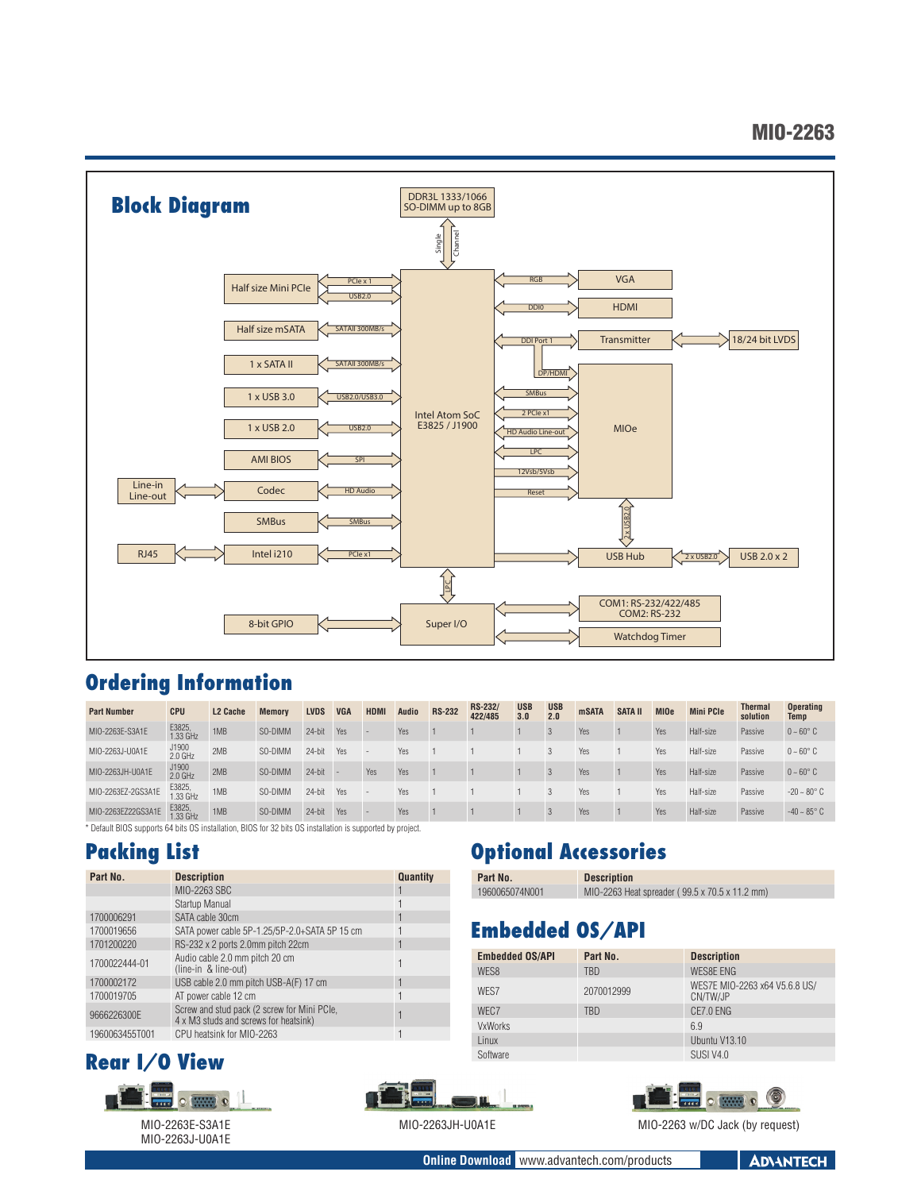## Block Diagram

DDR3L 1333/1066 SO-DIMM up to 8GB

Single Channel

Half size Mini PCIe
PCIe x 1
USB2.0

Half size mSATA
SATAII 300MB/s

1 x SATA II
SATAII 300MB/s

1 x USB 3.0
USB2.0/USB3.0

1 x USB 2.0
USB2.0

AMI BIOS
SPI

Line-in
Line-out

Codec
HD Audio

SMBus
SMBus

RJ45

Intel i210
PCIe x1

Intel Atom SoC
E3825 / J1900

RGB
VGA

DDI0
HDMI

DDI Port 1
Transmitter
18/24 bit LVDS

DP/HDMI

SMBus
2 PCIe x1
HD Audio Line-out
LPC
12Vsb/5Vsb
Reset

MIOe

2x USB2.0

USB Hub
2 x USB2.0
USB 2.0 x 2

LPC

8-bit GPIO

Super I/O

COM1: RS-232/422/485
COM2: RS-232

Watchdog Timer

## Ordering Information

| Part Number | CPU | L2 Cache | Memory | LVDS | VGA | HDMI | Audio | RS-232 | RS-232/ 422/485 | USB 3.0 | USB 2.0 | mSATA | SATA II | MIOe | Mini PCIe | Thermal solution | Operating Temp |
|---|---|---|---|---|---|---|---|---|---|---|---|---|---|---|---|---|---|
| MIO-2263E-S3A1E | E3825, 1.33 GHz | 1MB | SO-DIMM | 24-bit | Yes | - | Yes | 1 | 1 | 1 | 3 | Yes | 1 | Yes | Half-size | Passive | 0 ~ 60° C |
| MIO-2263J-U0A1E | J1900 2.0 GHz | 2MB | SO-DIMM | 24-bit | Yes | - | Yes | 1 | 1 | 1 | 3 | Yes | 1 | Yes | Half-size | Passive | 0 ~ 60° C |
| MIO-2263JH-U0A1E | J1900 2.0 GHz | 2MB | SO-DIMM | 24-bit | - | Yes | Yes | 1 | 1 | 1 | 3 | Yes | 1 | Yes | Half-size | Passive | 0 ~ 60° C |
| MIO-2263EZ-2GS3A1E | E3825, 1.33 GHz | 1MB | SO-DIMM | 24-bit | Yes | - | Yes | 1 | 1 | 1 | 3 | Yes | 1 | Yes | Half-size | Passive | -20 ~ 80° C |
| MIO-2263EZ22GS3A1E | E3825, 1.33 GHz | 1MB | SO-DIMM | 24-bit | Yes | - | Yes | 1 | 1 | 1 | 3 | Yes | 1 | Yes | Half-size | Passive | -40 ~ 85° C |

* Default BIOS supports 64 bits OS installation, BIOS for 32 bits OS installation is supported by project.

## Packing List

| Part No. | Description | Quantity |
|---|---|---|
| | MIO-2263 SBC | 1 |
| | Startup Manual | 1 |
| 1700006291 | SATA cable 30cm | 1 |
| 1700019656 | SATA power cable 5P-1.25/5P-2.0+SATA 5P 15 cm | 1 |
| 1701200220 | RS-232 x 2 ports 2.0mm pitch 22cm | 1 |
| 1700022444-01 | Audio cable 2.0 mm pitch 20 cm (line-in & line-out) | 1 |
| 1700002172 | USB cable 2.0 mm pitch USB-A(F) 17 cm | 1 |
| 1700019705 | AT power cable 12 cm | 1 |
| 9666226300E | Screw and stud pack (2 screw for Mini PCIe, 4 x M3 studs and screws for heatsink) | 1 |
| 1960063455T001 | CPU heatsink for MIO-2263 | 1 |

## Optional Accessories

| Part No. | Description |
|---|---|
| 1960065074N001 | MIO-2263 Heat spreader ( 99.5 x 70.5 x 11.2 mm) |

## Embedded OS/API

| Embedded OS/API | Part No. | Description |
|---|---|---|
| WES8 | TBD | WES8E ENG |
| WES7 | 2070012999 | WES7E MIO-2263 x64 V5.6.8 US/ CN/TW/JP |
| WEC7 | TBD | CE7.0 ENG |
| VxWorks | | 6.9 |
| Linux | | Ubuntu V13.10 |
| Software | | SUSI V4.0 |

## Rear I/O View

MIO-2263E-S3A1E
MIO-2263J-U0A1E

MIO-2263JH-U0A1E

MIO-2263 w/DC Jack (by request)

Online Download www.advantech.com/products